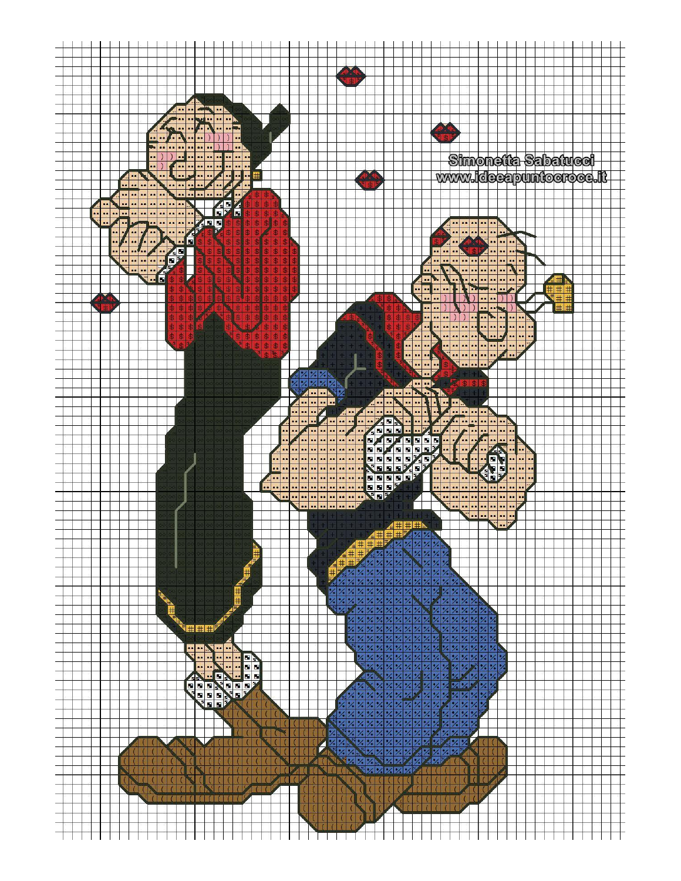Simonetta Sabatucci
www.ideeapuntocroce.it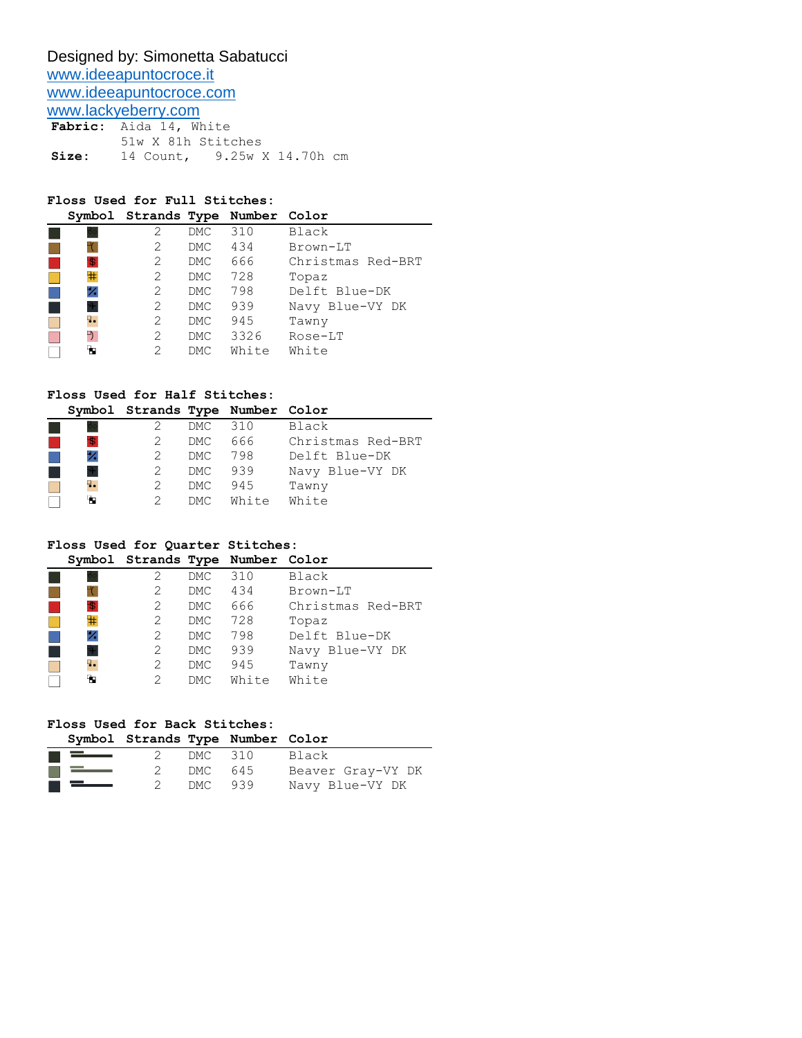Designed by: Simonetta Sabatucci
www.ideeapuntocroce.it
www.ideeapuntocroce.com
www.lackyeberry.com

**Fabric:** Aida 14, White
51w X 81h Stitches
**Size:** 14 Count, 9.25w X 14.70h cm

**Floss Used for Full Stitches:**

| Symbol | Strands | Type | Number | Color |
|---|---|---|---|---|
| | 2 | DMC | 310 | Black |
| | 2 | DMC | 434 | Brown-LT |
| $ | 2 | DMC | 666 | Christmas Red-BRT |
| # | 2 | DMC | 728 | Topaz |
| % | 2 | DMC | 798 | Delft Blue-DK |
| | 2 | DMC | 939 | Navy Blue-VY DK |
| | 2 | DMC | 945 | Tawny |
| | 2 | DMC | 3326 | Rose-LT |
| | 2 | DMC | White | White |

**Floss Used for Half Stitches:**

| Symbol | Strands | Type | Number | Color |
|---|---|---|---|---|
| | 2 | DMC | 310 | Black |
| $ | 2 | DMC | 666 | Christmas Red-BRT |
| % | 2 | DMC | 798 | Delft Blue-DK |
| | 2 | DMC | 939 | Navy Blue-VY DK |
| | 2 | DMC | 945 | Tawny |
| | 2 | DMC | White | White |

**Floss Used for Quarter Stitches:**

| Symbol | Strands | Type | Number | Color |
|---|---|---|---|---|
| | 2 | DMC | 310 | Black |
| | 2 | DMC | 434 | Brown-LT |
| $ | 2 | DMC | 666 | Christmas Red-BRT |
| # | 2 | DMC | 728 | Topaz |
| % | 2 | DMC | 798 | Delft Blue-DK |
| | 2 | DMC | 939 | Navy Blue-VY DK |
| | 2 | DMC | 945 | Tawny |
| | 2 | DMC | White | White |

**Floss Used for Back Stitches:**

| Symbol | Strands | Type | Number | Color |
|---|---|---|---|---|
| | 2 | DMC | 310 | Black |
| | 2 | DMC | 645 | Beaver Gray-VY DK |
| | 2 | DMC | 939 | Navy Blue-VY DK |